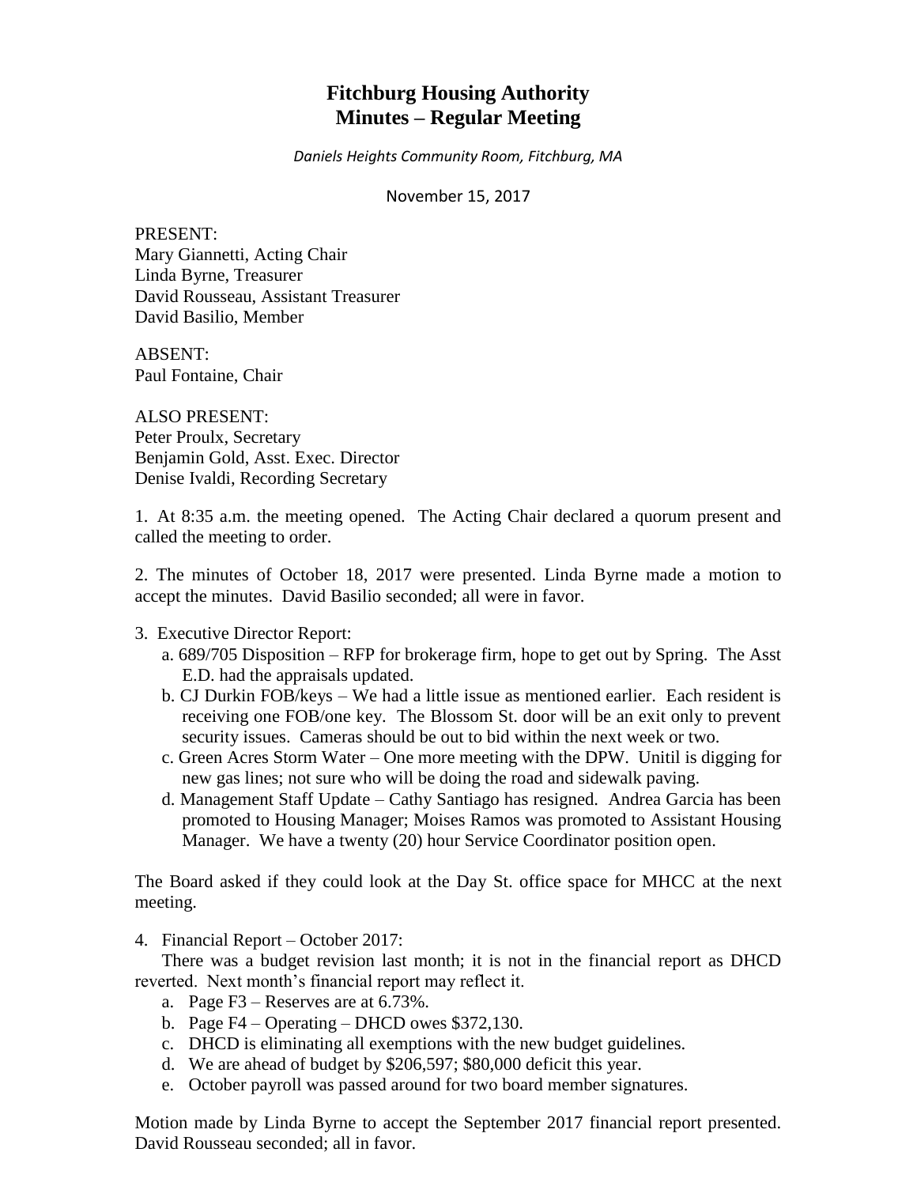# Fitchburg Housing Authority
# Minutes – Regular Meeting

*Daniels Heights Community Room, Fitchburg, MA*

November 15, 2017

PRESENT:
Mary Giannetti, Acting Chair
Linda Byrne, Treasurer
David Rousseau, Assistant Treasurer
David Basilio, Member

ABSENT:
Paul Fontaine, Chair

ALSO PRESENT:
Peter Proulx, Secretary
Benjamin Gold, Asst. Exec. Director
Denise Ivaldi, Recording Secretary

1. At 8:35 a.m. the meeting opened. The Acting Chair declared a quorum present and called the meeting to order.

2. The minutes of October 18, 2017 were presented. Linda Byrne made a motion to accept the minutes. David Basilio seconded; all were in favor.

3. Executive Director Report:
   a. 689/705 Disposition – RFP for brokerage firm, hope to get out by Spring. The Asst E.D. had the appraisals updated.
   b. CJ Durkin FOB/keys – We had a little issue as mentioned earlier. Each resident is receiving one FOB/one key. The Blossom St. door will be an exit only to prevent security issues. Cameras should be out to bid within the next week or two.
   c. Green Acres Storm Water – One more meeting with the DPW. Unitil is digging for new gas lines; not sure who will be doing the road and sidewalk paving.
   d. Management Staff Update – Cathy Santiago has resigned. Andrea Garcia has been promoted to Housing Manager; Moises Ramos was promoted to Assistant Housing Manager. We have a twenty (20) hour Service Coordinator position open.

The Board asked if they could look at the Day St. office space for MHCC at the next meeting.

4. Financial Report – October 2017:
   There was a budget revision last month; it is not in the financial report as DHCD reverted. Next month's financial report may reflect it.
   a. Page F3 – Reserves are at 6.73%.
   b. Page F4 – Operating – DHCD owes $372,130.
   c. DHCD is eliminating all exemptions with the new budget guidelines.
   d. We are ahead of budget by $206,597; $80,000 deficit this year.
   e. October payroll was passed around for two board member signatures.

Motion made by Linda Byrne to accept the September 2017 financial report presented. David Rousseau seconded; all in favor.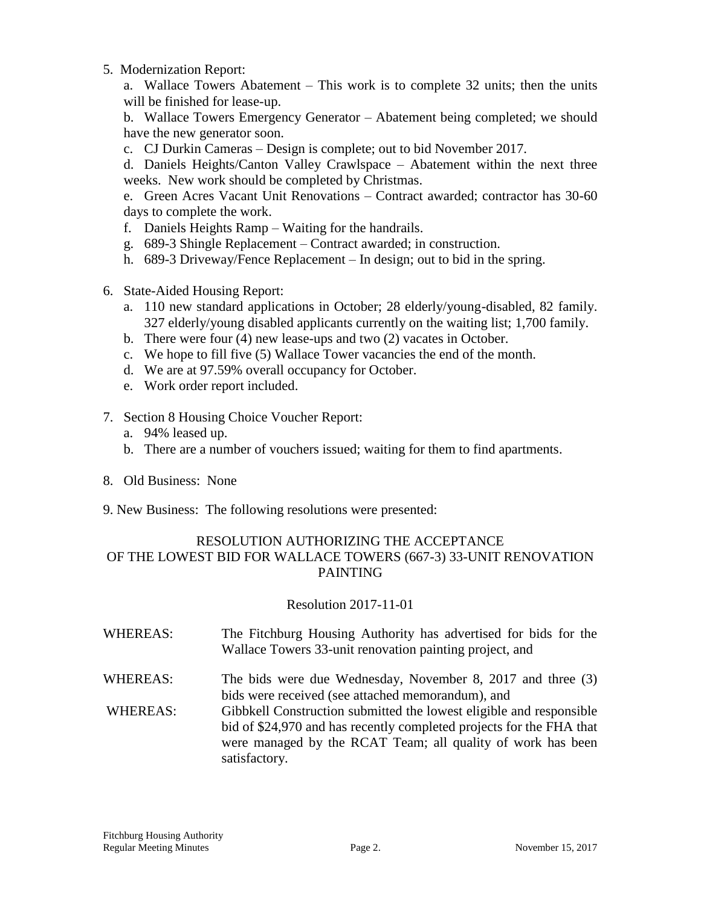5. Modernization Report:

   a. Wallace Towers Abatement – This work is to complete 32 units; then the units will be finished for lease-up.

   b. Wallace Towers Emergency Generator – Abatement being completed; we should have the new generator soon.

   c. CJ Durkin Cameras – Design is complete; out to bid November 2017.

   d. Daniels Heights/Canton Valley Crawlspace – Abatement within the next three weeks. New work should be completed by Christmas.

   e. Green Acres Vacant Unit Renovations – Contract awarded; contractor has 30-60 days to complete the work.

   f. Daniels Heights Ramp – Waiting for the handrails.

   g. 689-3 Shingle Replacement – Contract awarded; in construction.

   h. 689-3 Driveway/Fence Replacement – In design; out to bid in the spring.

6. State-Aided Housing Report:
   a. 110 new standard applications in October; 28 elderly/young-disabled, 82 family. 327 elderly/young disabled applicants currently on the waiting list; 1,700 family.
   b. There were four (4) new lease-ups and two (2) vacates in October.
   c. We hope to fill five (5) Wallace Tower vacancies the end of the month.
   d. We are at 97.59% overall occupancy for October.
   e. Work order report included.

7. Section 8 Housing Choice Voucher Report:
   a. 94% leased up.
   b. There are a number of vouchers issued; waiting for them to find apartments.

8. Old Business: None

9. New Business: The following resolutions were presented:

RESOLUTION AUTHORIZING THE ACCEPTANCE
OF THE LOWEST BID FOR WALLACE TOWERS (667-3) 33-UNIT RENOVATION PAINTING

Resolution 2017-11-01

WHEREAS: The Fitchburg Housing Authority has advertised for bids for the Wallace Towers 33-unit renovation painting project, and

WHEREAS: The bids were due Wednesday, November 8, 2017 and three (3) bids were received (see attached memorandum), and

WHEREAS: Gibbkell Construction submitted the lowest eligible and responsible bid of $24,970 and has recently completed projects for the FHA that were managed by the RCAT Team; all quality of work has been satisfactory.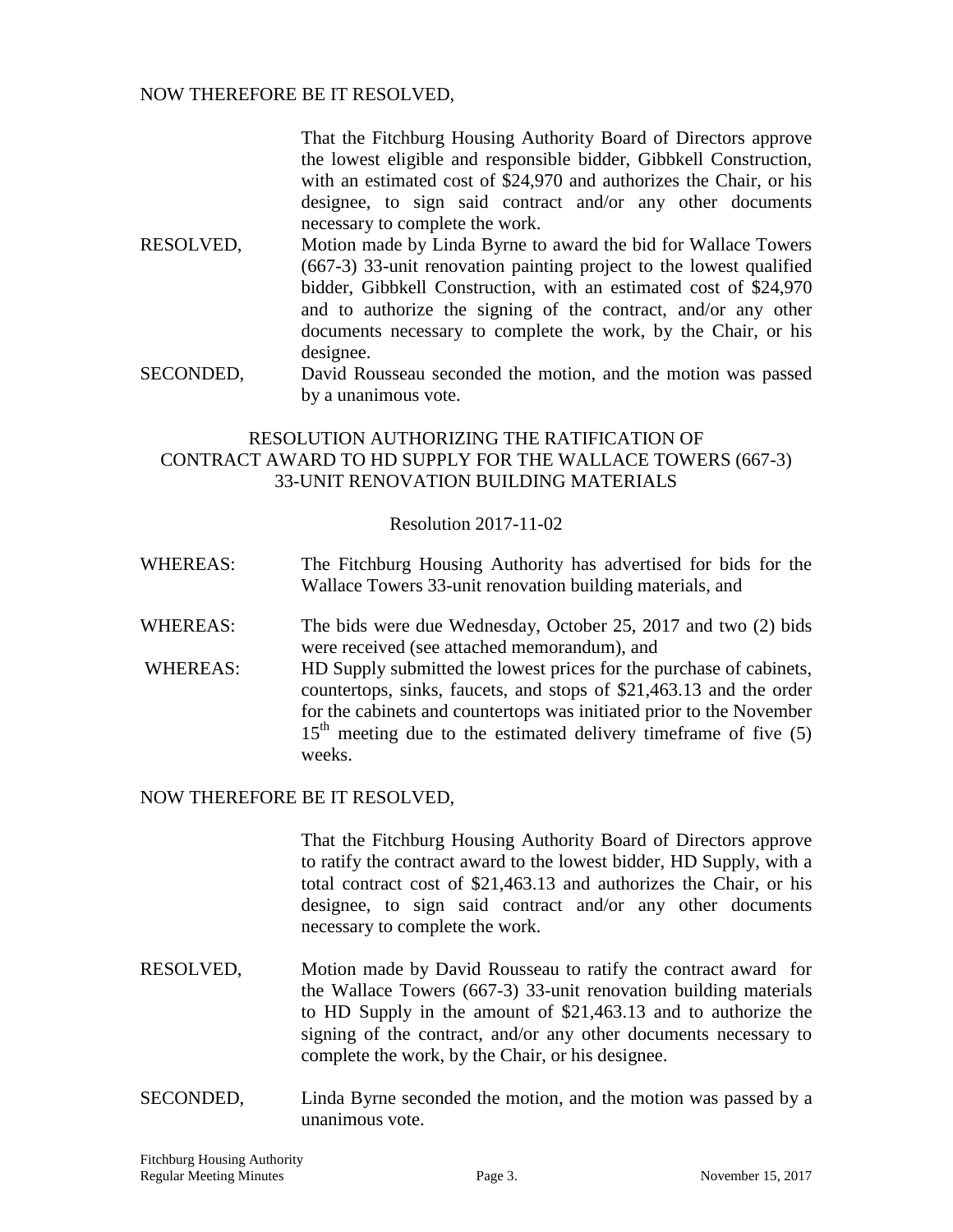NOW THEREFORE BE IT RESOLVED,

That the Fitchburg Housing Authority Board of Directors approve the lowest eligible and responsible bidder, Gibbkell Construction, with an estimated cost of $24,970 and authorizes the Chair, or his designee, to sign said contract and/or any other documents necessary to complete the work.

RESOLVED, Motion made by Linda Byrne to award the bid for Wallace Towers (667-3) 33-unit renovation painting project to the lowest qualified bidder, Gibbkell Construction, with an estimated cost of $24,970 and to authorize the signing of the contract, and/or any other documents necessary to complete the work, by the Chair, or his designee.

SECONDED, David Rousseau seconded the motion, and the motion was passed by a unanimous vote.

## RESOLUTION AUTHORIZING THE RATIFICATION OF CONTRACT AWARD TO HD SUPPLY FOR THE WALLACE TOWERS (667-3) 33-UNIT RENOVATION BUILDING MATERIALS

Resolution 2017-11-02

WHEREAS: The Fitchburg Housing Authority has advertised for bids for the Wallace Towers 33-unit renovation building materials, and

WHEREAS: The bids were due Wednesday, October 25, 2017 and two (2) bids were received (see attached memorandum), and

WHEREAS: HD Supply submitted the lowest prices for the purchase of cabinets, countertops, sinks, faucets, and stops of $21,463.13 and the order for the cabinets and countertops was initiated prior to the November 15th meeting due to the estimated delivery timeframe of five (5) weeks.

NOW THEREFORE BE IT RESOLVED,

That the Fitchburg Housing Authority Board of Directors approve to ratify the contract award to the lowest bidder, HD Supply, with a total contract cost of $21,463.13 and authorizes the Chair, or his designee, to sign said contract and/or any other documents necessary to complete the work.

RESOLVED, Motion made by David Rousseau to ratify the contract award for the Wallace Towers (667-3) 33-unit renovation building materials to HD Supply in the amount of $21,463.13 and to authorize the signing of the contract, and/or any other documents necessary to complete the work, by the Chair, or his designee.

SECONDED, Linda Byrne seconded the motion, and the motion was passed by a unanimous vote.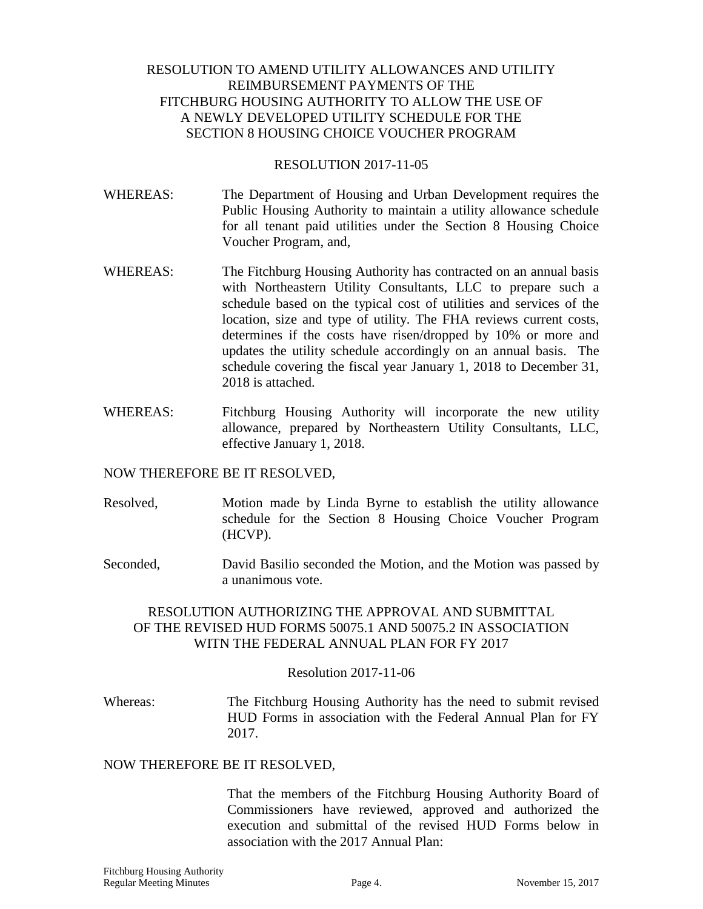RESOLUTION TO AMEND UTILITY ALLOWANCES AND UTILITY REIMBURSEMENT PAYMENTS OF THE FITCHBURG HOUSING AUTHORITY TO ALLOW THE USE OF A NEWLY DEVELOPED UTILITY SCHEDULE FOR THE SECTION 8 HOUSING CHOICE VOUCHER PROGRAM

RESOLUTION 2017-11-05

WHEREAS: The Department of Housing and Urban Development requires the Public Housing Authority to maintain a utility allowance schedule for all tenant paid utilities under the Section 8 Housing Choice Voucher Program, and,

WHEREAS: The Fitchburg Housing Authority has contracted on an annual basis with Northeastern Utility Consultants, LLC to prepare such a schedule based on the typical cost of utilities and services of the location, size and type of utility. The FHA reviews current costs, determines if the costs have risen/dropped by 10% or more and updates the utility schedule accordingly on an annual basis. The schedule covering the fiscal year January 1, 2018 to December 31, 2018 is attached.

WHEREAS: Fitchburg Housing Authority will incorporate the new utility allowance, prepared by Northeastern Utility Consultants, LLC, effective January 1, 2018.

NOW THEREFORE BE IT RESOLVED,

Resolved, Motion made by Linda Byrne to establish the utility allowance schedule for the Section 8 Housing Choice Voucher Program (HCVP).

Seconded, David Basilio seconded the Motion, and the Motion was passed by a unanimous vote.

RESOLUTION AUTHORIZING THE APPROVAL AND SUBMITTAL OF THE REVISED HUD FORMS 50075.1 AND 50075.2 IN ASSOCIATION WITN THE FEDERAL ANNUAL PLAN FOR FY 2017

Resolution 2017-11-06

Whereas: The Fitchburg Housing Authority has the need to submit revised HUD Forms in association with the Federal Annual Plan for FY 2017.

NOW THEREFORE BE IT RESOLVED,

That the members of the Fitchburg Housing Authority Board of Commissioners have reviewed, approved and authorized the execution and submittal of the revised HUD Forms below in association with the 2017 Annual Plan: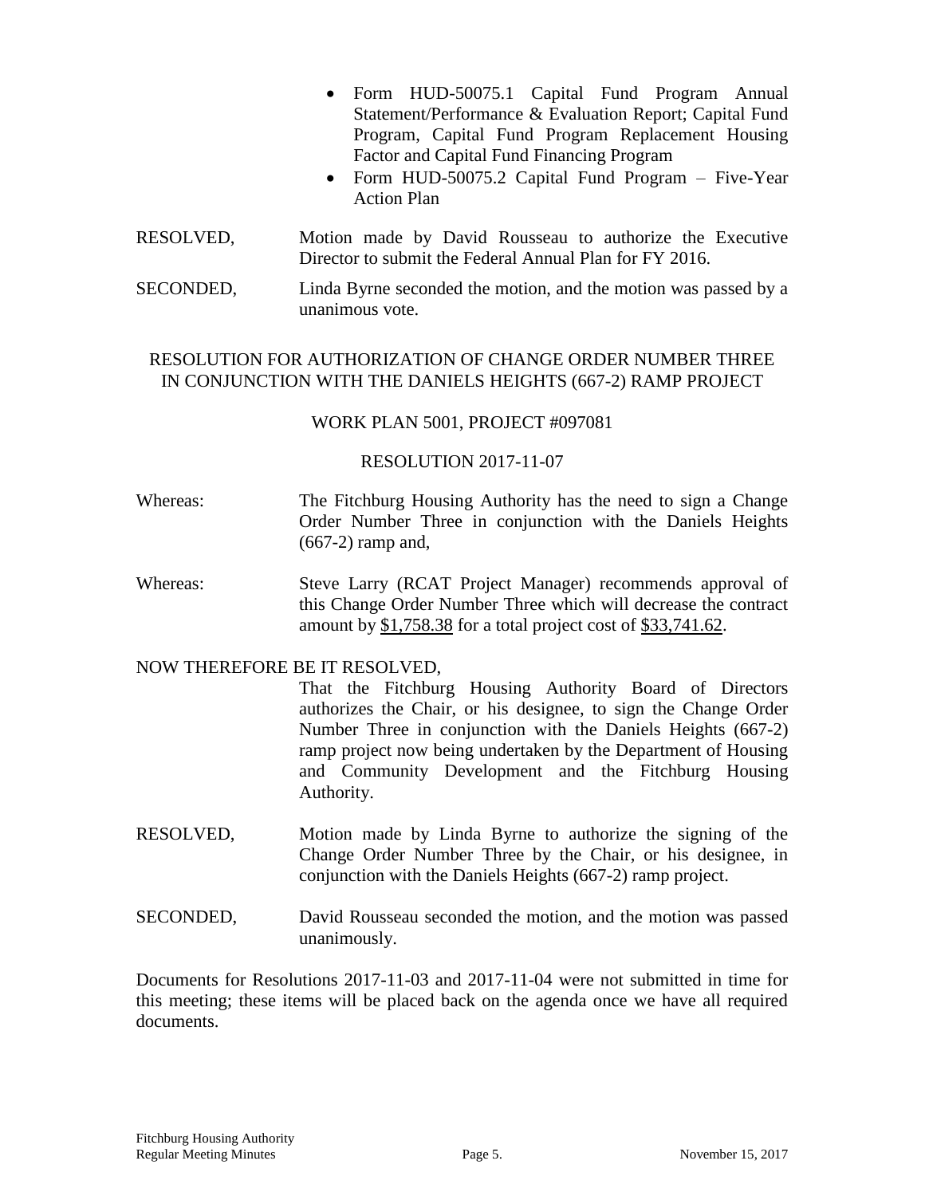- Form HUD-50075.1 Capital Fund Program Annual Statement/Performance & Evaluation Report; Capital Fund Program, Capital Fund Program Replacement Housing Factor and Capital Fund Financing Program
- Form HUD-50075.2 Capital Fund Program – Five-Year Action Plan

RESOLVED, Motion made by David Rousseau to authorize the Executive Director to submit the Federal Annual Plan for FY 2016.

SECONDED, Linda Byrne seconded the motion, and the motion was passed by a unanimous vote.

RESOLUTION FOR AUTHORIZATION OF CHANGE ORDER NUMBER THREE IN CONJUNCTION WITH THE DANIELS HEIGHTS (667-2) RAMP PROJECT

WORK PLAN 5001, PROJECT #097081

RESOLUTION 2017-11-07

Whereas: The Fitchburg Housing Authority has the need to sign a Change Order Number Three in conjunction with the Daniels Heights (667-2) ramp and,

Whereas: Steve Larry (RCAT Project Manager) recommends approval of this Change Order Number Three which will decrease the contract amount by $1,758.38 for a total project cost of $33,741.62.

NOW THEREFORE BE IT RESOLVED,

That the Fitchburg Housing Authority Board of Directors authorizes the Chair, or his designee, to sign the Change Order Number Three in conjunction with the Daniels Heights (667-2) ramp project now being undertaken by the Department of Housing and Community Development and the Fitchburg Housing Authority.

RESOLVED, Motion made by Linda Byrne to authorize the signing of the Change Order Number Three by the Chair, or his designee, in conjunction with the Daniels Heights (667-2) ramp project.

SECONDED, David Rousseau seconded the motion, and the motion was passed unanimously.

Documents for Resolutions 2017-11-03 and 2017-11-04 were not submitted in time for this meeting; these items will be placed back on the agenda once we have all required documents.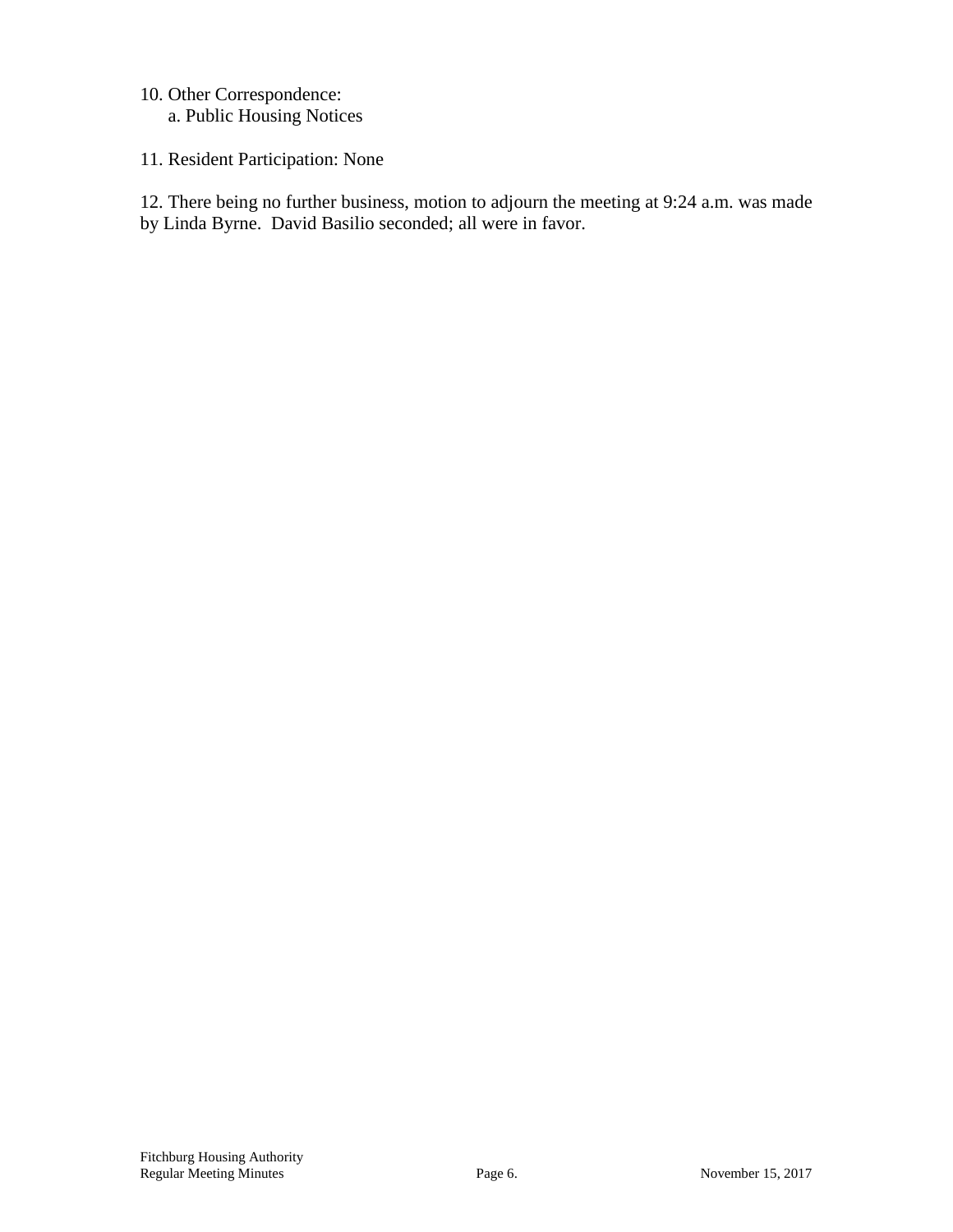10. Other Correspondence:
    a. Public Housing Notices

11. Resident Participation: None

12. There being no further business, motion to adjourn the meeting at 9:24 a.m. was made by Linda Byrne. David Basilio seconded; all were in favor.